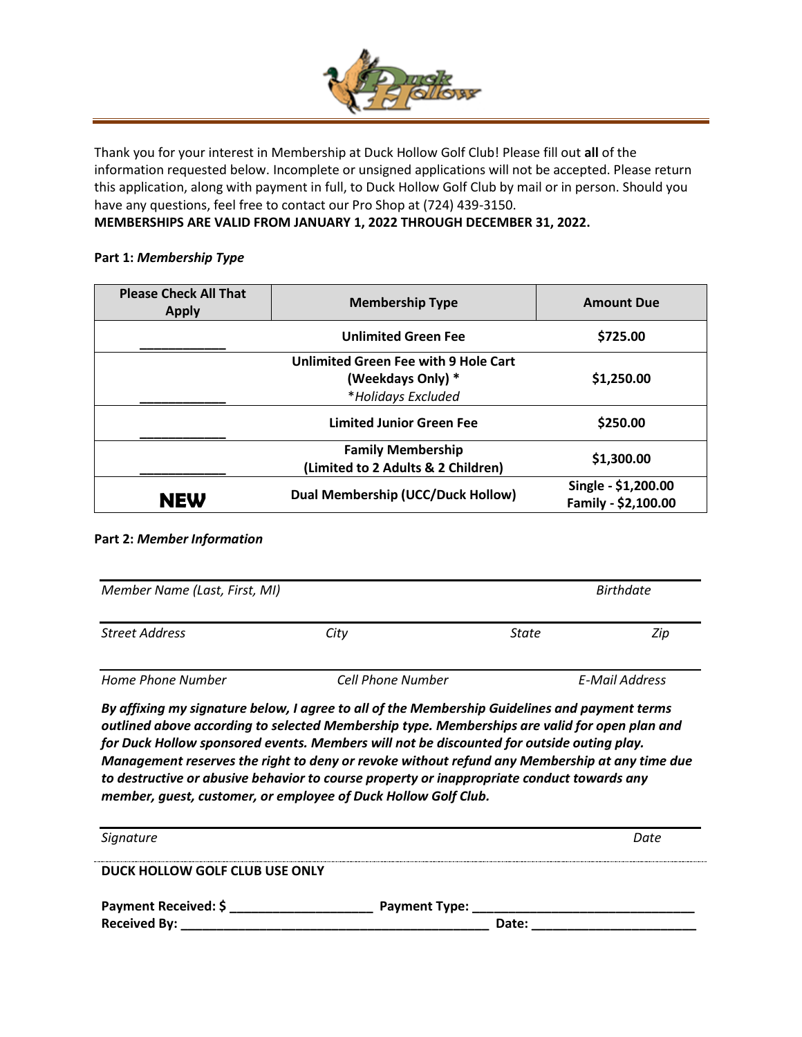Thank you for your interest in Membership at Duck Hollow Golf Club! Please fill out **all** of the information requested below. Incomplete or unsigned applications will not be accepted. Please return this application, along with payment in full, to Duck Hollow Golf Club by mail or in person. Should you have any questions, feel free to contact our Pro Shop at (724) 439-3150.

**MEMBERSHIPS ARE VALID FROM JANUARY 1, 2022 THROUGH DECEMBER 31, 2022.**

**Part 1:** ***Membership Type***

| Please Check All That Apply | Membership Type | Amount Due |
|---|---|---|
| ____________ | **Unlimited Green Fee** | **$725.00** |
| ____________ | **Unlimited Green Fee with 9 Hole Cart (Weekdays Only) \***<br>\**Holidays Excluded* | **$1,250.00** |
| ____________ | **Limited Junior Green Fee** | **$250.00** |
| ____________ | **Family Membership (Limited to 2 Adults & 2 Children)** | **$1,300.00** |
| **NEW** | **Dual Membership (UCC/Duck Hollow)** | **Single - $1,200.00**<br>**Family - $2,100.00** |

**Part 2:** ***Member Information***

*Member Name (Last, First, MI)* *Birthdate*

*Street Address* *City* *State* *Zip*

*Home Phone Number* *Cell Phone Number* *E-Mail Address*

***By affixing my signature below, I agree to all of the Membership Guidelines and payment terms outlined above according to selected Membership type. Memberships are valid for open plan and for Duck Hollow sponsored events. Members will not be discounted for outside outing play. Management reserves the right to deny or revoke without refund any Membership at any time due to destructive or abusive behavior to course property or inappropriate conduct towards any member, guest, customer, or employee of Duck Hollow Golf Club.***

*Signature* *Date*

**DUCK HOLLOW GOLF CLUB USE ONLY**

**Payment Received: $** ____________________ **Payment Type:** ______________________________

**Received By:** ____________________________________________ **Date:** ______________________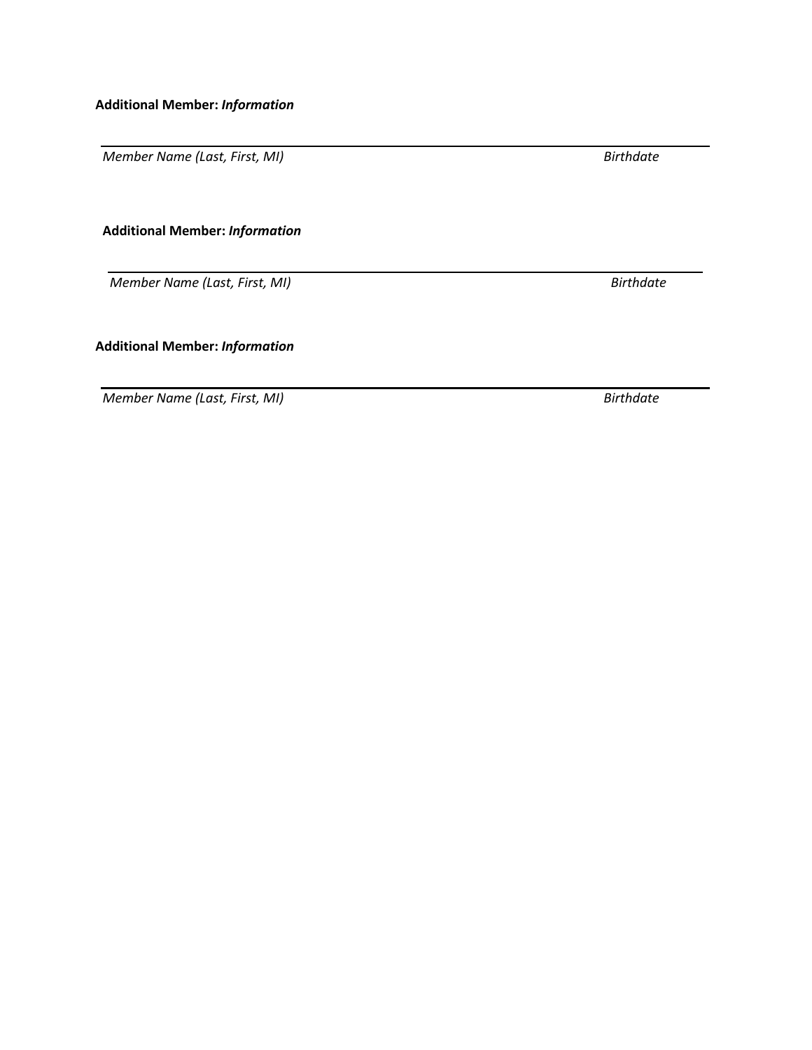**Additional Member:** ***Information***

*Member Name (Last, First, MI)* *Birthdate*

**Additional Member:** ***Information***

*Member Name (Last, First, MI)* *Birthdate*

**Additional Member:** ***Information***

*Member Name (Last, First, MI)* *Birthdate*